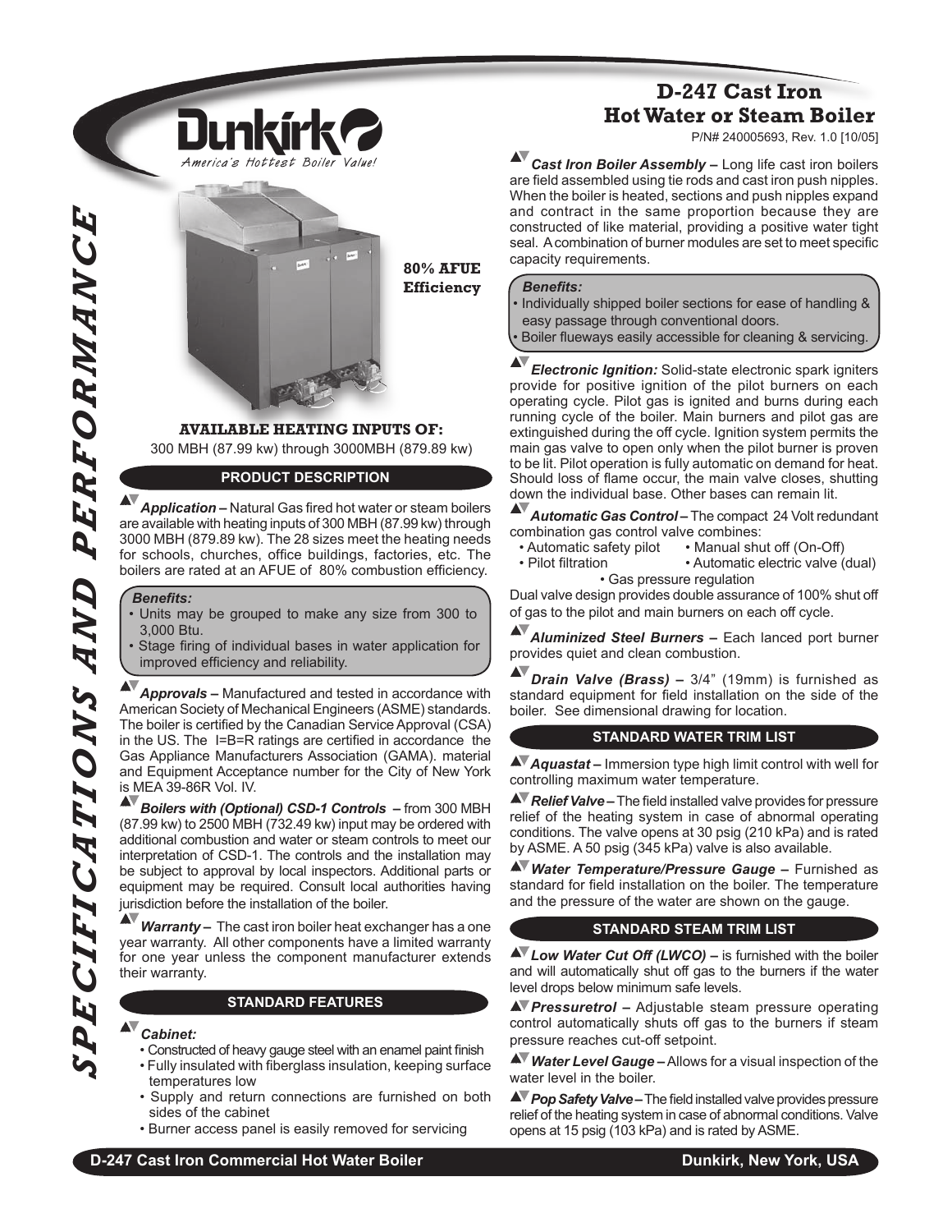# D-247 Cast Iron Hot Water or Steam Boiler

P/N# 240005693, Rev. 1.0 [10/05]

**SPECIFICATIONS AND PERFORMANCE**

Dunkirk — *America's Hottest Boiler Value!*

**80% AFUE Efficiency**

**AVAILABLE HEATING INPUTS OF:**
300 MBH (87.99 kw) through 3000MBH (879.89 kw)

## PRODUCT DESCRIPTION

***Application –*** Natural Gas fired hot water or steam boilers are available with heating inputs of 300 MBH (87.99 kw) through 3000 MBH (879.89 kw). The 28 sizes meet the heating needs for schools, churches, office buildings, factories, etc. The boilers are rated at an AFUE of 80% combustion efficiency.

***Benefits:***
- Units may be grouped to make any size from 300 to 3,000 Btu.
- Stage firing of individual bases in water application for improved efficiency and reliability.

***Approvals –*** Manufactured and tested in accordance with American Society of Mechanical Engineers (ASME) standards. The boiler is certified by the Canadian Service Approval (CSA) in the US. The I=B=R ratings are certified in accordance the Gas Appliance Manufacturers Association (GAMA). material and Equipment Acceptance number for the City of New York is MEA 39-86R Vol. IV.

***Boilers with (Optional) CSD-1 Controls –*** from 300 MBH (87.99 kw) to 2500 MBH (732.49 kw) input may be ordered with additional combustion and water or steam controls to meet our interpretation of CSD-1. The controls and the installation may be subject to approval by local inspectors. Additional parts or equipment may be required. Consult local authorities having jurisdiction before the installation of the boiler.

***Warranty –*** The cast iron boiler heat exchanger has a one year warranty. All other components have a limited warranty for one year unless the component manufacturer extends their warranty.

## STANDARD FEATURES

***Cabinet:***
- Constructed of heavy gauge steel with an enamel paint finish
- Fully insulated with fiberglass insulation, keeping surface temperatures low
- Supply and return connections are furnished on both sides of the cabinet
- Burner access panel is easily removed for servicing

***Cast Iron Boiler Assembly –*** Long life cast iron boilers are field assembled using tie rods and cast iron push nipples. When the boiler is heated, sections and push nipples expand and contract in the same proportion because they are constructed of like material, providing a positive water tight seal. A combination of burner modules are set to meet specific capacity requirements.

***Benefits:***
- Individually shipped boiler sections for ease of handling & easy passage through conventional doors.
- Boiler flueways easily accessible for cleaning & servicing.

***Electronic Ignition:*** Solid-state electronic spark igniters provide for positive ignition of the pilot burners on each operating cycle. Pilot gas is ignited and burns during each running cycle of the boiler. Main burners and pilot gas are extinguished during the off cycle. Ignition system permits the main gas valve to open only when the pilot burner is proven to be lit. Pilot operation is fully automatic on demand for heat. Should loss of flame occur, the main valve closes, shutting down the individual base. Other bases can remain lit.

***Automatic Gas Control –*** The compact 24 Volt redundant combination gas control valve combines:
- Automatic safety pilot
- Manual shut off (On-Off)
- Pilot filtration
- Automatic electric valve (dual)
- Gas pressure regulation

Dual valve design provides double assurance of 100% shut off of gas to the pilot and main burners on each off cycle.

***Aluminized Steel Burners –*** Each lanced port burner provides quiet and clean combustion.

***Drain Valve (Brass) –*** 3/4" (19mm) is furnished as standard equipment for field installation on the side of the boiler. See dimensional drawing for location.

## STANDARD WATER TRIM LIST

***Aquastat –*** Immersion type high limit control with well for controlling maximum water temperature.

***Relief Valve –*** The field installed valve provides for pressure relief of the heating system in case of abnormal operating conditions. The valve opens at 30 psig (210 kPa) and is rated by ASME. A 50 psig (345 kPa) valve is also available.

***Water Temperature/Pressure Gauge –*** Furnished as standard for field installation on the boiler. The temperature and the pressure of the water are shown on the gauge.

## STANDARD STEAM TRIM LIST

***Low Water Cut Off (LWCO) –*** is furnished with the boiler and will automatically shut off gas to the burners if the water level drops below minimum safe levels.

***Pressuretrol –*** Adjustable steam pressure operating control automatically shuts off gas to the burners if steam pressure reaches cut-off setpoint.

***Water Level Gauge –*** Allows for a visual inspection of the water level in the boiler.

***Pop Safety Valve –*** The field installed valve provides pressure relief of the heating system in case of abnormal conditions. Valve opens at 15 psig (103 kPa) and is rated by ASME.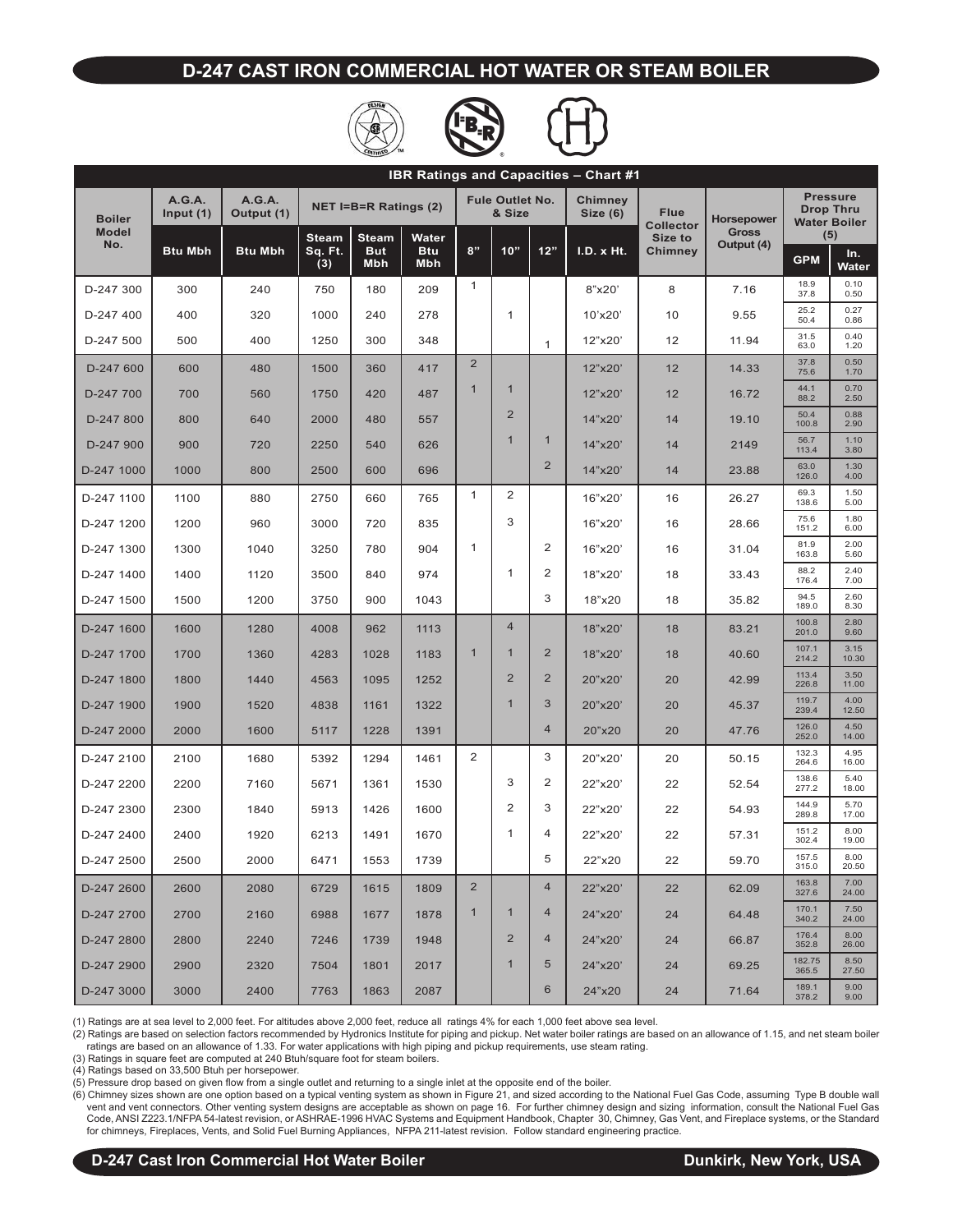# D-247 CAST IRON COMMERCIAL HOT WATER OR STEAM BOILER

| IBR Ratings and Capacities – Chart #1 | | | | | | | | | | | | | |
|---|---|---|---|---|---|---|---|---|---|---|---|---|---|
| Boiler Model No. | A.G.A. Input (1) | A.G.A. Output (1) | NET I=B=R Ratings (2) | | | Fule Outlet No. & Size | | | Chimney Size (6) | Flue Collector Size to Chimney | Horsepower Gross Output (4) | Pressure Drop Thru Water Boiler (5) | |
| | Btu Mbh | Btu Mbh | Steam Sq. Ft. (3) | Steam But Mbh | Water Btu Mbh | 8" | 10" | 12" | I.D. x Ht. | | | GPM | In. Water |
| D-247 300 | 300 | 240 | 750 | 180 | 209 | 1 | | | 8"x20' | 8 | 7.16 | 18.9<br>37.8 | 0.10<br>0.50 |
| D-247 400 | 400 | 320 | 1000 | 240 | 278 | | 1 | | 10'x20' | 10 | 9.55 | 25.2<br>50.4 | 0.27<br>0.86 |
| D-247 500 | 500 | 400 | 1250 | 300 | 348 | | | 1 | 12"x20' | 12 | 11.94 | 31.5<br>63.0 | 0.40<br>1.20 |
| D-247 600 | 600 | 480 | 1500 | 360 | 417 | 2 | | | 12"x20' | 12 | 14.33 | 37.8<br>75.6 | 0.50<br>1.70 |
| D-247 700 | 700 | 560 | 1750 | 420 | 487 | 1 | 1 | | 12"x20' | 12 | 16.72 | 44.1<br>88.2 | 0.70<br>2.50 |
| D-247 800 | 800 | 640 | 2000 | 480 | 557 | | 2 | | 14"x20' | 14 | 19.10 | 50.4<br>100.8 | 0.88<br>2.90 |
| D-247 900 | 900 | 720 | 2250 | 540 | 626 | | 1 | 1 | 14"x20' | 14 | 2149 | 56.7<br>113.4 | 1.10<br>3.80 |
| D-247 1000 | 1000 | 800 | 2500 | 600 | 696 | | | 2 | 14"x20' | 14 | 23.88 | 63.0<br>126.0 | 1.30<br>4.00 |
| D-247 1100 | 1100 | 880 | 2750 | 660 | 765 | 1 | 2 | | 16"x20' | 16 | 26.27 | 69.3<br>138.6 | 1.50<br>5.00 |
| D-247 1200 | 1200 | 960 | 3000 | 720 | 835 | | 3 | | 16"x20' | 16 | 28.66 | 75.6<br>151.2 | 1.80<br>6.00 |
| D-247 1300 | 1300 | 1040 | 3250 | 780 | 904 | 1 | | 2 | 16"x20' | 16 | 31.04 | 81.9<br>163.8 | 2.00<br>5.60 |
| D-247 1400 | 1400 | 1120 | 3500 | 840 | 974 | | 1 | 2 | 18"x20' | 18 | 33.43 | 88.2<br>176.4 | 2.40<br>7.00 |
| D-247 1500 | 1500 | 1200 | 3750 | 900 | 1043 | | | 3 | 18"x20 | 18 | 35.82 | 94.5<br>189.0 | 2.60<br>8.30 |
| D-247 1600 | 1600 | 1280 | 4008 | 962 | 1113 | | 4 | | 18"x20' | 18 | 83.21 | 100.8<br>201.0 | 2.80<br>9.60 |
| D-247 1700 | 1700 | 1360 | 4283 | 1028 | 1183 | 1 | 1 | 2 | 18"x20' | 18 | 40.60 | 107.1<br>214.2 | 3.15<br>10.30 |
| D-247 1800 | 1800 | 1440 | 4563 | 1095 | 1252 | | 2 | 2 | 20"x20' | 20 | 42.99 | 113.4<br>226.8 | 3.50<br>11.00 |
| D-247 1900 | 1900 | 1520 | 4838 | 1161 | 1322 | | 1 | 3 | 20"x20' | 20 | 45.37 | 119.7<br>239.4 | 4.00<br>12.50 |
| D-247 2000 | 2000 | 1600 | 5117 | 1228 | 1391 | | | 4 | 20"x20 | 20 | 47.76 | 126.0<br>252.0 | 4.50<br>14.00 |
| D-247 2100 | 2100 | 1680 | 5392 | 1294 | 1461 | 2 | | 3 | 20"x20' | 20 | 50.15 | 132.3<br>264.6 | 4.95<br>16.00 |
| D-247 2200 | 2200 | 7160 | 5671 | 1361 | 1530 | | 3 | 2 | 22"x20' | 22 | 52.54 | 138.6<br>277.2 | 5.40<br>18.00 |
| D-247 2300 | 2300 | 1840 | 5913 | 1426 | 1600 | | 2 | 3 | 22"x20' | 22 | 54.93 | 144.9<br>289.8 | 5.70<br>17.00 |
| D-247 2400 | 2400 | 1920 | 6213 | 1491 | 1670 | | 1 | 4 | 22"x20' | 22 | 57.31 | 151.2<br>302.4 | 8.00<br>19.00 |
| D-247 2500 | 2500 | 2000 | 6471 | 1553 | 1739 | | | 5 | 22"x20 | 22 | 59.70 | 157.5<br>315.0 | 8.00<br>20.50 |
| D-247 2600 | 2600 | 2080 | 6729 | 1615 | 1809 | 2 | | 4 | 22"x20' | 22 | 62.09 | 163.8<br>327.6 | 7.00<br>24.00 |
| D-247 2700 | 2700 | 2160 | 6988 | 1677 | 1878 | 1 | 1 | 4 | 24"x20' | 24 | 64.48 | 170.1<br>340.2 | 7.50<br>24.00 |
| D-247 2800 | 2800 | 2240 | 7246 | 1739 | 1948 | | 2 | 4 | 24"x20' | 24 | 66.87 | 176.4<br>352.8 | 8.00<br>26.00 |
| D-247 2900 | 2900 | 2320 | 7504 | 1801 | 2017 | | 1 | 5 | 24"x20' | 24 | 69.25 | 182.75<br>365.5 | 8.50<br>27.50 |
| D-247 3000 | 3000 | 2400 | 7763 | 1863 | 2087 | | | 6 | 24"x20 | 24 | 71.64 | 189.1<br>378.2 | 9.00<br>9.00 |

(1) Ratings are at sea level to 2,000 feet. For altitudes above 2,000 feet, reduce all ratings 4% for each 1,000 feet above sea level.

(2) Ratings are based on selection factors recommended by Hydronics Institute for piping and pickup. Net water boiler ratings are based on an allowance of 1.15, and net steam boiler ratings are based on an allowance of 1.33. For water applications with high piping and pickup requirements, use steam rating.

(3) Ratings in square feet are computed at 240 Btuh/square foot for steam boilers.

(4) Ratings based on 33,500 Btuh per horsepower.

(5) Pressure drop based on given flow from a single outlet and returning to a single inlet at the opposite end of the boiler.

(6) Chimney sizes shown are one option based on a typical venting system as shown in Figure 21, and sized according to the National Fuel Gas Code, assuming Type B double wall vent and vent connectors. Other venting system designs are acceptable as shown on page 16. For further chimney design and sizing information, consult the National Fuel Gas Code, ANSI Z223.1/NFPA 54-latest revision, or ASHRAE-1996 HVAC Systems and Equipment Handbook, Chapter 30, Chimney, Gas Vent, and Fireplace systems, or the Standard for chimneys, Fireplaces, Vents, and Solid Fuel Burning Appliances, NFPA 211-latest revision. Follow standard engineering practice.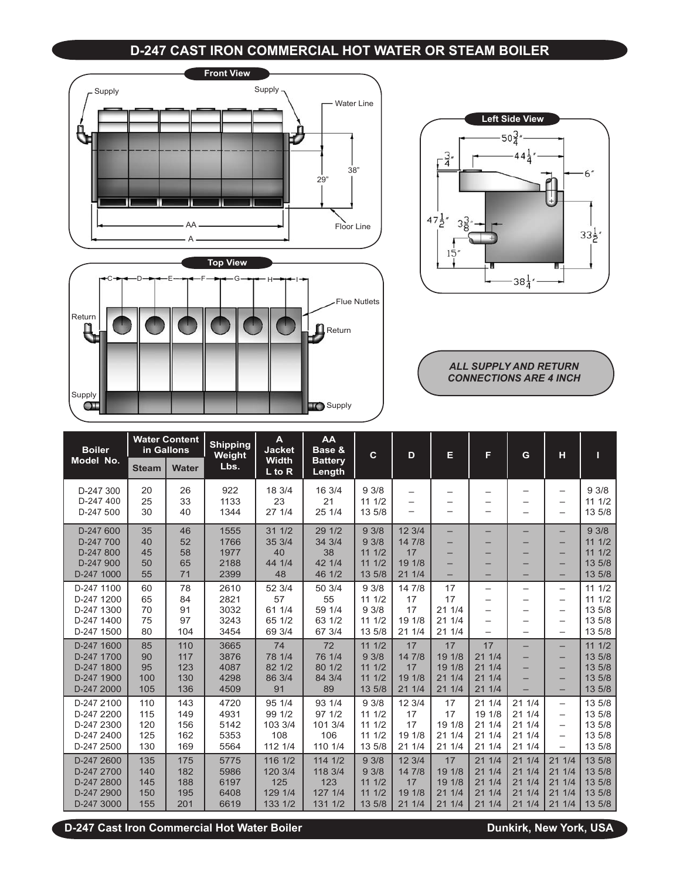# D-247 CAST IRON COMMERCIAL HOT WATER OR STEAM BOILER

Front View

Supply — Supply — Water Line — 38" — 29" — AA — A — Floor Line

Top View

C — D — E — F — G — H — I

Return — Flue Nutlets — Return — Supply — Supply

Left Side View

$50\frac{3}{4}$" — $44\frac{1}{4}$" — $\frac{3}{4}$" — 6" — $47\frac{1}{2}$" — $3\frac{3}{8}$" — $33\frac{1}{2}$" — 15" — $38\frac{1}{4}$"

*ALL SUPPLY AND RETURN CONNECTIONS ARE 4 INCH*

| Boiler Model No. | Water Content in Gallons | | Shipping Weight Lbs. | A Jacket Width L to R | AA Base & Battery Length | C | D | E | F | G | H | I |
|---|---|---|---|---|---|---|---|---|---|---|---|---|
| | Steam | Water | | | | | | | | | | |
| D-247 300 | 20 | 26 | 922 | 18 3/4 | 16 3/4 | 9 3/8 | – | – | – | – | – | 9 3/8 |
| D-247 400 | 25 | 33 | 1133 | 23 | 21 | 11 1/2 | – | – | – | – | – | 11 1/2 |
| D-247 500 | 30 | 40 | 1344 | 27 1/4 | 25 1/4 | 13 5/8 | – | – | – | – | – | 13 5/8 |
| D-247 600 | 35 | 46 | 1555 | 31 1/2 | 29 1/2 | 9 3/8 | 12 3/4 | – | – | – | – | 9 3/8 |
| D-247 700 | 40 | 52 | 1766 | 35 3/4 | 34 3/4 | 9 3/8 | 14 7/8 | – | – | – | – | 11 1/2 |
| D-247 800 | 45 | 58 | 1977 | 40 | 38 | 11 1/2 | 17 | – | – | – | – | 11 1/2 |
| D-247 900 | 50 | 65 | 2188 | 44 1/4 | 42 1/4 | 11 1/2 | 19 1/8 | – | – | – | – | 13 5/8 |
| D-247 1000 | 55 | 71 | 2399 | 48 | 46 1/2 | 13 5/8 | 21 1/4 | – | – | – | – | 13 5/8 |
| D-247 1100 | 60 | 78 | 2610 | 52 3/4 | 50 3/4 | 9 3/8 | 14 7/8 | 17 | – | – | – | 11 1/2 |
| D-247 1200 | 65 | 84 | 2821 | 57 | 55 | 11 1/2 | 17 | 17 | – | – | – | 11 1/2 |
| D-247 1300 | 70 | 91 | 3032 | 61 1/4 | 59 1/4 | 9 3/8 | 17 | 21 1/4 | – | – | – | 13 5/8 |
| D-247 1400 | 75 | 97 | 3243 | 65 1/2 | 63 1/2 | 11 1/2 | 19 1/8 | 21 1/4 | – | – | – | 13 5/8 |
| D-247 1500 | 80 | 104 | 3454 | 69 3/4 | 67 3/4 | 13 5/8 | 21 1/4 | 21 1/4 | – | – | – | 13 5/8 |
| D-247 1600 | 85 | 110 | 3665 | 74 | 72 | 11 1/2 | 17 | 17 | 17 | – | – | 11 1/2 |
| D-247 1700 | 90 | 117 | 3876 | 78 1/4 | 76 1/4 | 9 3/8 | 14 7/8 | 19 1/8 | 21 1/4 | – | – | 13 5/8 |
| D-247 1800 | 95 | 123 | 4087 | 82 1/2 | 80 1/2 | 11 1/2 | 17 | 19 1/8 | 21 1/4 | – | – | 13 5/8 |
| D-247 1900 | 100 | 130 | 4298 | 86 3/4 | 84 3/4 | 11 1/2 | 19 1/8 | 21 1/4 | 21 1/4 | – | – | 13 5/8 |
| D-247 2000 | 105 | 136 | 4509 | 91 | 89 | 13 5/8 | 21 1/4 | 21 1/4 | 21 1/4 | – | – | 13 5/8 |
| D-247 2100 | 110 | 143 | 4720 | 95 1/4 | 93 1/4 | 9 3/8 | 12 3/4 | 17 | 21 1/4 | 21 1/4 | – | 13 5/8 |
| D-247 2200 | 115 | 149 | 4931 | 99 1/2 | 97 1/2 | 11 1/2 | 17 | 17 | 19 1/8 | 21 1/4 | – | 13 5/8 |
| D-247 2300 | 120 | 156 | 5142 | 103 3/4 | 101 3/4 | 11 1/2 | 17 | 19 1/8 | 21 1/4 | 21 1/4 | – | 13 5/8 |
| D-247 2400 | 125 | 162 | 5353 | 108 | 106 | 11 1/2 | 19 1/8 | 21 1/4 | 21 1/4 | 21 1/4 | – | 13 5/8 |
| D-247 2500 | 130 | 169 | 5564 | 112 1/4 | 110 1/4 | 13 5/8 | 21 1/4 | 21 1/4 | 21 1/4 | 21 1/4 | – | 13 5/8 |
| D-247 2600 | 135 | 175 | 5775 | 116 1/2 | 114 1/2 | 9 3/8 | 12 3/4 | 17 | 21 1/4 | 21 1/4 | 21 1/4 | 13 5/8 |
| D-247 2700 | 140 | 182 | 5986 | 120 3/4 | 118 3/4 | 9 3/8 | 14 7/8 | 19 1/8 | 21 1/4 | 21 1/4 | 21 1/4 | 13 5/8 |
| D-247 2800 | 145 | 188 | 6197 | 125 | 123 | 11 1/2 | 17 | 19 1/8 | 21 1/4 | 21 1/4 | 21 1/4 | 13 5/8 |
| D-247 2900 | 150 | 195 | 6408 | 129 1/4 | 127 1/4 | 11 1/2 | 19 1/8 | 21 1/4 | 21 1/4 | 21 1/4 | 21 1/4 | 13 5/8 |
| D-247 3000 | 155 | 201 | 6619 | 133 1/2 | 131 1/2 | 13 5/8 | 21 1/4 | 21 1/4 | 21 1/4 | 21 1/4 | 21 1/4 | 13 5/8 |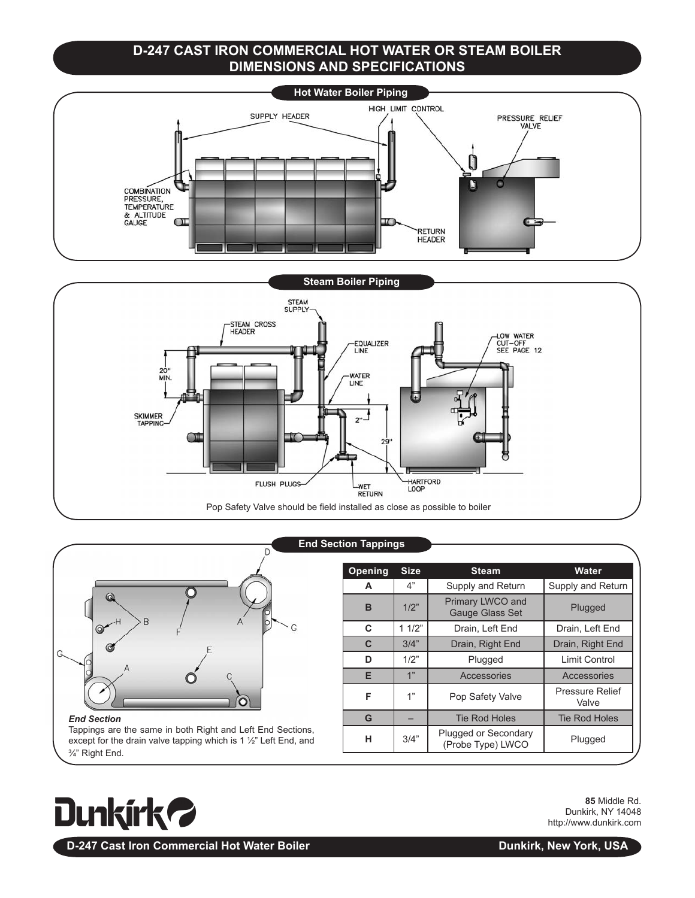# D-247 CAST IRON COMMERCIAL HOT WATER OR STEAM BOILER DIMENSIONS AND SPECIFICATIONS

## Hot Water Boiler Piping

SUPPLY HEADER

HIGH LIMIT CONTROL

PRESSURE RELIEF VALVE

COMBINATION PRESSURE, TEMPERATURE & ALTITUDE GAUGE

RETURN HEADER

## Steam Boiler Piping

STEAM SUPPLY

STEAM CROSS HEADER

EQUALIZER LINE

WATER LINE

LOW WATER CUT-OFF SEE PAGE 12

20" MIN.

SKIMMER TAPPING

2"

29"

FLUSH PLUGS

WET RETURN

HARTFORD LOOP

Pop Safety Valve should be field installed as close as possible to boiler

## End Section Tappings

D

H

B

F

A

G

E

C

*End Section*

Tappings are the same in both Right and Left End Sections, except for the drain valve tapping which is 1 ½" Left End, and ¾" Right End.

| Opening | Size | Steam | Water |
|---|---|---|---|
| A | 4" | Supply and Return | Supply and Return |
| B | 1/2" | Primary LWCO and Gauge Glass Set | Plugged |
| C | 1 1/2" | Drain, Left End | Drain, Left End |
| C | 3/4" | Drain, Right End | Drain, Right End |
| D | 1/2" | Plugged | Limit Control |
| E | 1" | Accessories | Accessories |
| F | 1" | Pop Safety Valve | Pressure Relief Valve |
| G | – | Tie Rod Holes | Tie Rod Holes |
| H | 3/4" | Plugged or Secondary (Probe Type) LWCO | Plugged |

**85** Middle Rd.
Dunkirk, NY 14048
http://www.dunkirk.com